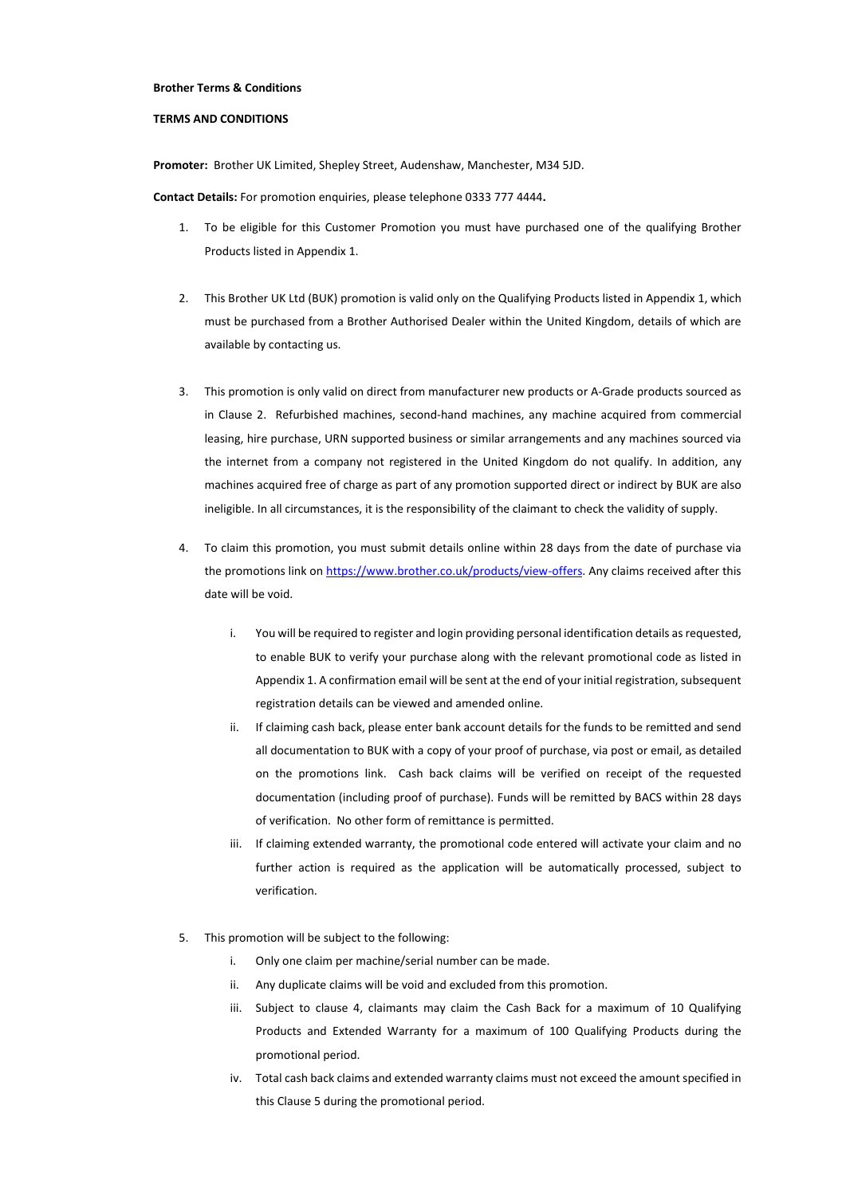**Brother Terms & Conditions**

**TERMS AND CONDITIONS**

**Promoter:** Brother UK Limited, Shepley Street, Audenshaw, Manchester, M34 5JD.

**Contact Details:** For promotion enquiries, please telephone 0333 777 4444**.**

1. To be eligible for this Customer Promotion you must have purchased one of the qualifying Brother Products listed in Appendix 1.

2. This Brother UK Ltd (BUK) promotion is valid only on the Qualifying Products listed in Appendix 1, which must be purchased from a Brother Authorised Dealer within the United Kingdom, details of which are available by contacting us.

3. This promotion is only valid on direct from manufacturer new products or A-Grade products sourced as in Clause 2. Refurbished machines, second-hand machines, any machine acquired from commercial leasing, hire purchase, URN supported business or similar arrangements and any machines sourced via the internet from a company not registered in the United Kingdom do not qualify. In addition, any machines acquired free of charge as part of any promotion supported direct or indirect by BUK are also ineligible. In all circumstances, it is the responsibility of the claimant to check the validity of supply.

4. To claim this promotion, you must submit details online within 28 days from the date of purchase via the promotions link on [https://www.brother.co.uk/products/view-offers](https://www.brother.co.uk/products/view-offers). Any claims received after this date will be void.

   i. You will be required to register and login providing personal identification details as requested, to enable BUK to verify your purchase along with the relevant promotional code as listed in Appendix 1. A confirmation email will be sent at the end of your initial registration, subsequent registration details can be viewed and amended online.

   ii. If claiming cash back, please enter bank account details for the funds to be remitted and send all documentation to BUK with a copy of your proof of purchase, via post or email, as detailed on the promotions link. Cash back claims will be verified on receipt of the requested documentation (including proof of purchase). Funds will be remitted by BACS within 28 days of verification. No other form of remittance is permitted.

   iii. If claiming extended warranty, the promotional code entered will activate your claim and no further action is required as the application will be automatically processed, subject to verification.

5. This promotion will be subject to the following:

   i. Only one claim per machine/serial number can be made.

   ii. Any duplicate claims will be void and excluded from this promotion.

   iii. Subject to clause 4, claimants may claim the Cash Back for a maximum of 10 Qualifying Products and Extended Warranty for a maximum of 100 Qualifying Products during the promotional period.

   iv. Total cash back claims and extended warranty claims must not exceed the amount specified in this Clause 5 during the promotional period.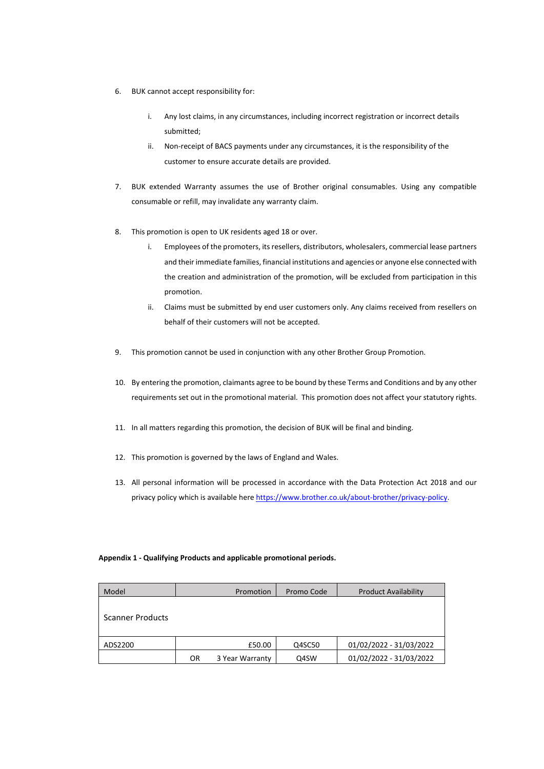6. BUK cannot accept responsibility for:

   i. Any lost claims, in any circumstances, including incorrect registration or incorrect details submitted;

   ii. Non-receipt of BACS payments under any circumstances, it is the responsibility of the customer to ensure accurate details are provided.

7. BUK extended Warranty assumes the use of Brother original consumables. Using any compatible consumable or refill, may invalidate any warranty claim.

8. This promotion is open to UK residents aged 18 or over.

   i. Employees of the promoters, its resellers, distributors, wholesalers, commercial lease partners and their immediate families, financial institutions and agencies or anyone else connected with the creation and administration of the promotion, will be excluded from participation in this promotion.

   ii. Claims must be submitted by end user customers only. Any claims received from resellers on behalf of their customers will not be accepted.

9. This promotion cannot be used in conjunction with any other Brother Group Promotion.

10. By entering the promotion, claimants agree to be bound by these Terms and Conditions and by any other requirements set out in the promotional material. This promotion does not affect your statutory rights.

11. In all matters regarding this promotion, the decision of BUK will be final and binding.

12. This promotion is governed by the laws of England and Wales.

13. All personal information will be processed in accordance with the Data Protection Act 2018 and our privacy policy which is available here https://www.brother.co.uk/about-brother/privacy-policy.

**Appendix 1 - Qualifying Products and applicable promotional periods.**

| Model | Promotion | Promo Code | Product Availability |
|---|---|---|---|
| Scanner Products | | | |
| ADS2200 | £50.00 | Q4SC50 | 01/02/2022 - 31/03/2022 |
| | OR 3 Year Warranty | Q4SW | 01/02/2022 - 31/03/2022 |